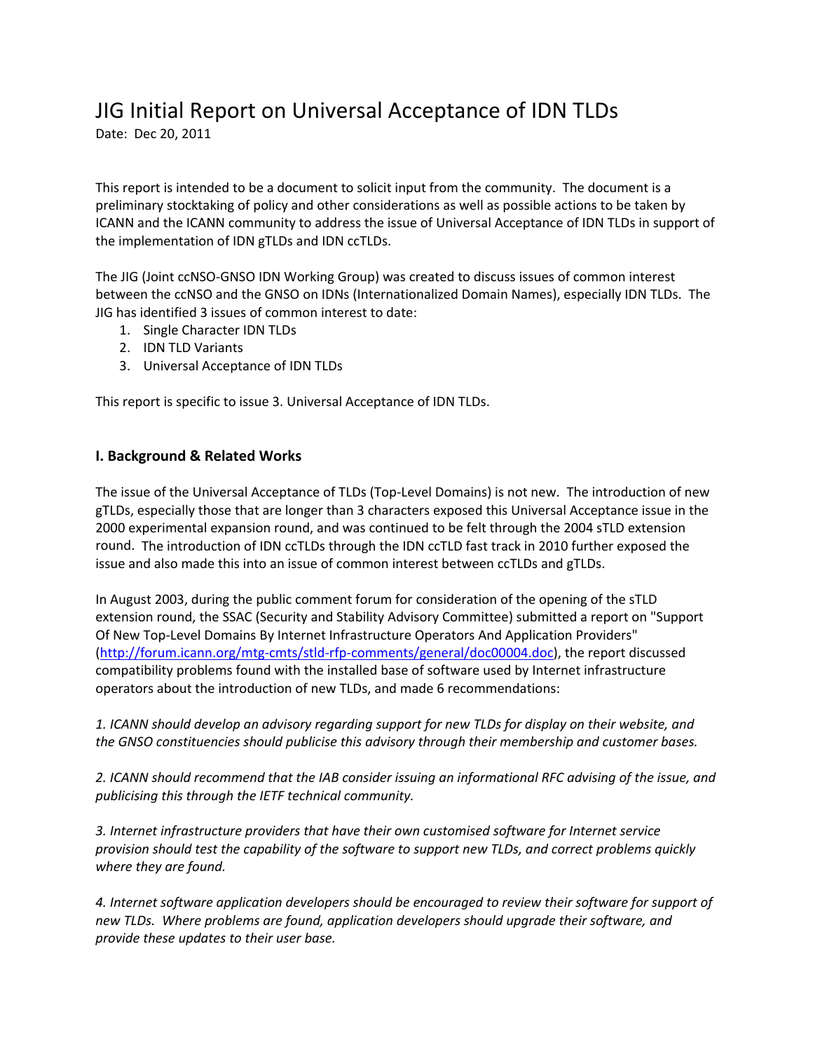# JIG Initial Report on Universal Acceptance of IDN TLDs

Date: Dec 20, 2011

This report is intended to be a document to solicit input from the community. The document is a preliminary stocktaking of policy and other considerations as well as possible actions to be taken by ICANN and the ICANN community to address the issue of Universal Acceptance of IDN TLDs in support of the implementation of IDN gTLDs and IDN ccTLDs.

The JIG (Joint ccNSO-GNSO IDN Working Group) was created to discuss issues of common interest between the ccNSO and the GNSO on IDNs (Internationalized Domain Names), especially IDN TLDs. The JIG has identified 3 issues of common interest to date:

1. Single Character IDN TLDs
2. IDN TLD Variants
3. Universal Acceptance of IDN TLDs

This report is specific to issue 3. Universal Acceptance of IDN TLDs.

## I. Background & Related Works

The issue of the Universal Acceptance of TLDs (Top-Level Domains) is not new. The introduction of new gTLDs, especially those that are longer than 3 characters exposed this Universal Acceptance issue in the 2000 experimental expansion round, and was continued to be felt through the 2004 sTLD extension round. The introduction of IDN ccTLDs through the IDN ccTLD fast track in 2010 further exposed the issue and also made this into an issue of common interest between ccTLDs and gTLDs.

In August 2003, during the public comment forum for consideration of the opening of the sTLD extension round, the SSAC (Security and Stability Advisory Committee) submitted a report on "Support Of New Top-Level Domains By Internet Infrastructure Operators And Application Providers" (http://forum.icann.org/mtg-cmts/stld-rfp-comments/general/doc00004.doc), the report discussed compatibility problems found with the installed base of software used by Internet infrastructure operators about the introduction of new TLDs, and made 6 recommendations:

*1. ICANN should develop an advisory regarding support for new TLDs for display on their website, and the GNSO constituencies should publicise this advisory through their membership and customer bases.*

*2. ICANN should recommend that the IAB consider issuing an informational RFC advising of the issue, and publicising this through the IETF technical community.*

*3. Internet infrastructure providers that have their own customised software for Internet service provision should test the capability of the software to support new TLDs, and correct problems quickly where they are found.*

*4. Internet software application developers should be encouraged to review their software for support of new TLDs. Where problems are found, application developers should upgrade their software, and provide these updates to their user base.*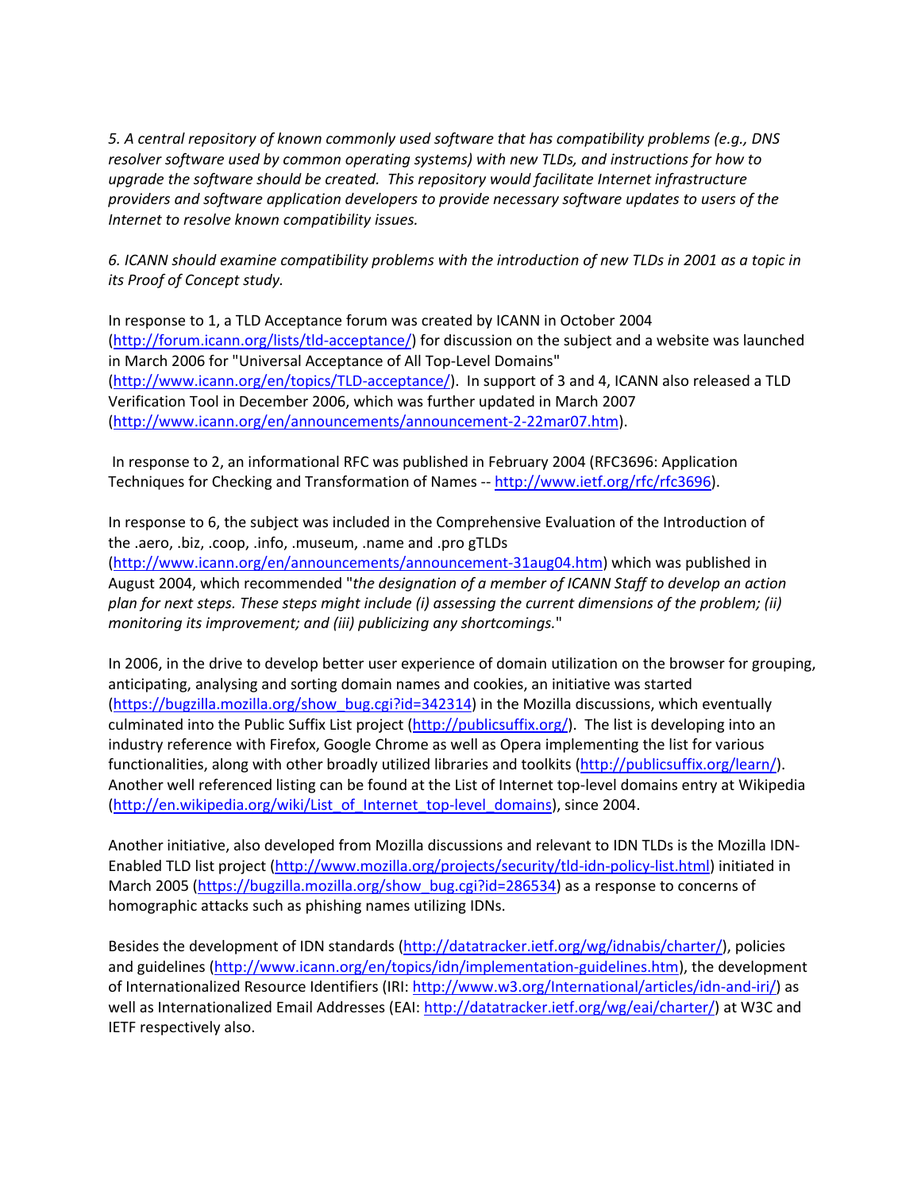*5. A central repository of known commonly used software that has compatibility problems (e.g., DNS resolver software used by common operating systems) with new TLDs, and instructions for how to upgrade the software should be created. This repository would facilitate Internet infrastructure providers and software application developers to provide necessary software updates to users of the Internet to resolve known compatibility issues.*

*6. ICANN should examine compatibility problems with the introduction of new TLDs in 2001 as a topic in its Proof of Concept study.*

In response to 1, a TLD Acceptance forum was created by ICANN in October 2004 (http://forum.icann.org/lists/tld-acceptance/) for discussion on the subject and a website was launched in March 2006 for "Universal Acceptance of All Top-Level Domains" (http://www.icann.org/en/topics/TLD-acceptance/). In support of 3 and 4, ICANN also released a TLD Verification Tool in December 2006, which was further updated in March 2007 (http://www.icann.org/en/announcements/announcement-2-22mar07.htm).

In response to 2, an informational RFC was published in February 2004 (RFC3696: Application Techniques for Checking and Transformation of Names -- http://www.ietf.org/rfc/rfc3696).

In response to 6, the subject was included in the Comprehensive Evaluation of the Introduction of the .aero, .biz, .coop, .info, .museum, .name and .pro gTLDs (http://www.icann.org/en/announcements/announcement-31aug04.htm) which was published in August 2004, which recommended "*the designation of a member of ICANN Staff to develop an action plan for next steps. These steps might include (i) assessing the current dimensions of the problem; (ii) monitoring its improvement; and (iii) publicizing any shortcomings.*"

In 2006, in the drive to develop better user experience of domain utilization on the browser for grouping, anticipating, analysing and sorting domain names and cookies, an initiative was started (https://bugzilla.mozilla.org/show_bug.cgi?id=342314) in the Mozilla discussions, which eventually culminated into the Public Suffix List project (http://publicsuffix.org/). The list is developing into an industry reference with Firefox, Google Chrome as well as Opera implementing the list for various functionalities, along with other broadly utilized libraries and toolkits (http://publicsuffix.org/learn/). Another well referenced listing can be found at the List of Internet top-level domains entry at Wikipedia (http://en.wikipedia.org/wiki/List_of_Internet_top-level_domains), since 2004.

Another initiative, also developed from Mozilla discussions and relevant to IDN TLDs is the Mozilla IDN-Enabled TLD list project (http://www.mozilla.org/projects/security/tld-idn-policy-list.html) initiated in March 2005 (https://bugzilla.mozilla.org/show_bug.cgi?id=286534) as a response to concerns of homographic attacks such as phishing names utilizing IDNs.

Besides the development of IDN standards (http://datatracker.ietf.org/wg/idnabis/charter/), policies and guidelines (http://www.icann.org/en/topics/idn/implementation-guidelines.htm), the development of Internationalized Resource Identifiers (IRI: http://www.w3.org/International/articles/idn-and-iri/) as well as Internationalized Email Addresses (EAI: http://datatracker.ietf.org/wg/eai/charter/) at W3C and IETF respectively also.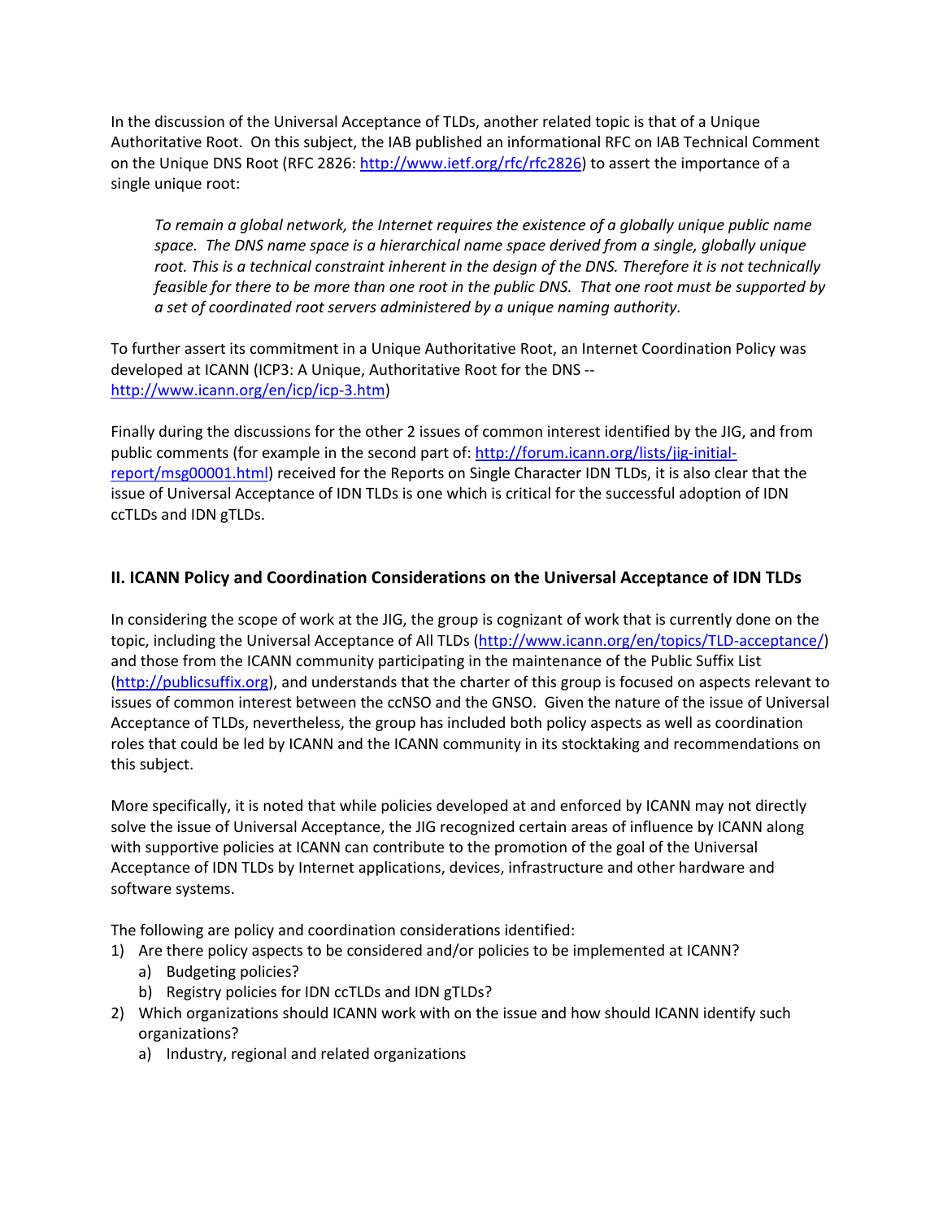In the discussion of the Universal Acceptance of TLDs, another related topic is that of a Unique Authoritative Root. On this subject, the IAB published an informational RFC on IAB Technical Comment on the Unique DNS Root (RFC 2826: http://www.ietf.org/rfc/rfc2826) to assert the importance of a single unique root:

> *To remain a global network, the Internet requires the existence of a globally unique public name space. The DNS name space is a hierarchical name space derived from a single, globally unique root. This is a technical constraint inherent in the design of the DNS. Therefore it is not technically feasible for there to be more than one root in the public DNS. That one root must be supported by a set of coordinated root servers administered by a unique naming authority.*

To further assert its commitment in a Unique Authoritative Root, an Internet Coordination Policy was developed at ICANN (ICP3: A Unique, Authoritative Root for the DNS -- http://www.icann.org/en/icp/icp-3.htm)

Finally during the discussions for the other 2 issues of common interest identified by the JIG, and from public comments (for example in the second part of: http://forum.icann.org/lists/jig-initial-report/msg00001.html) received for the Reports on Single Character IDN TLDs, it is also clear that the issue of Universal Acceptance of IDN TLDs is one which is critical for the successful adoption of IDN ccTLDs and IDN gTLDs.

## II. ICANN Policy and Coordination Considerations on the Universal Acceptance of IDN TLDs

In considering the scope of work at the JIG, the group is cognizant of work that is currently done on the topic, including the Universal Acceptance of All TLDs (http://www.icann.org/en/topics/TLD-acceptance/) and those from the ICANN community participating in the maintenance of the Public Suffix List (http://publicsuffix.org), and understands that the charter of this group is focused on aspects relevant to issues of common interest between the ccNSO and the GNSO. Given the nature of the issue of Universal Acceptance of TLDs, nevertheless, the group has included both policy aspects as well as coordination roles that could be led by ICANN and the ICANN community in its stocktaking and recommendations on this subject.

More specifically, it is noted that while policies developed at and enforced by ICANN may not directly solve the issue of Universal Acceptance, the JIG recognized certain areas of influence by ICANN along with supportive policies at ICANN can contribute to the promotion of the goal of the Universal Acceptance of IDN TLDs by Internet applications, devices, infrastructure and other hardware and software systems.

The following are policy and coordination considerations identified:

1) Are there policy aspects to be considered and/or policies to be implemented at ICANN?
   a) Budgeting policies?
   b) Registry policies for IDN ccTLDs and IDN gTLDs?
2) Which organizations should ICANN work with on the issue and how should ICANN identify such organizations?
   a) Industry, regional and related organizations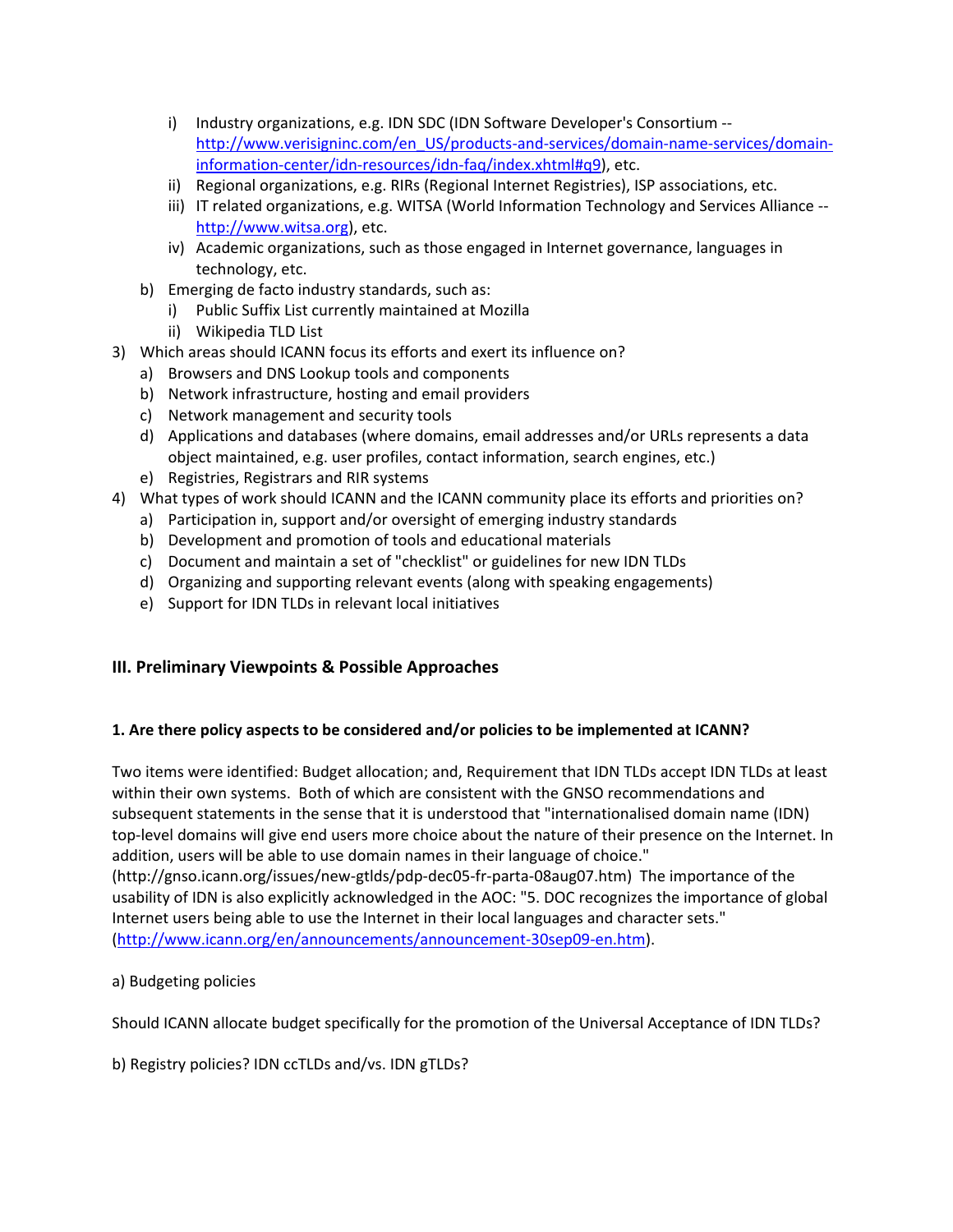- i) Industry organizations, e.g. IDN SDC (IDN Software Developer's Consortium -- http://www.verisigninc.com/en_US/products-and-services/domain-name-services/domain-information-center/idn-resources/idn-faq/index.xhtml#q9), etc.
   - ii) Regional organizations, e.g. RIRs (Regional Internet Registries), ISP associations, etc.
   - iii) IT related organizations, e.g. WITSA (World Information Technology and Services Alliance -- http://www.witsa.org), etc.
   - iv) Academic organizations, such as those engaged in Internet governance, languages in technology, etc.
 - b) Emerging de facto industry standards, such as:
   - i) Public Suffix List currently maintained at Mozilla
   - ii) Wikipedia TLD List

3) Which areas should ICANN focus its efforts and exert its influence on?
   - a) Browsers and DNS Lookup tools and components
   - b) Network infrastructure, hosting and email providers
   - c) Network management and security tools
   - d) Applications and databases (where domains, email addresses and/or URLs represents a data object maintained, e.g. user profiles, contact information, search engines, etc.)
   - e) Registries, Registrars and RIR systems

4) What types of work should ICANN and the ICANN community place its efforts and priorities on?
   - a) Participation in, support and/or oversight of emerging industry standards
   - b) Development and promotion of tools and educational materials
   - c) Document and maintain a set of "checklist" or guidelines for new IDN TLDs
   - d) Organizing and supporting relevant events (along with speaking engagements)
   - e) Support for IDN TLDs in relevant local initiatives

## III. Preliminary Viewpoints & Possible Approaches

### 1. Are there policy aspects to be considered and/or policies to be implemented at ICANN?

Two items were identified: Budget allocation; and, Requirement that IDN TLDs accept IDN TLDs at least within their own systems. Both of which are consistent with the GNSO recommendations and subsequent statements in the sense that it is understood that "internationalised domain name (IDN) top-level domains will give end users more choice about the nature of their presence on the Internet. In addition, users will be able to use domain names in their language of choice." (http://gnso.icann.org/issues/new-gtlds/pdp-dec05-fr-parta-08aug07.htm) The importance of the usability of IDN is also explicitly acknowledged in the AOC: "5. DOC recognizes the importance of global Internet users being able to use the Internet in their local languages and character sets." (http://www.icann.org/en/announcements/announcement-30sep09-en.htm).

a) Budgeting policies

Should ICANN allocate budget specifically for the promotion of the Universal Acceptance of IDN TLDs?

b) Registry policies? IDN ccTLDs and/vs. IDN gTLDs?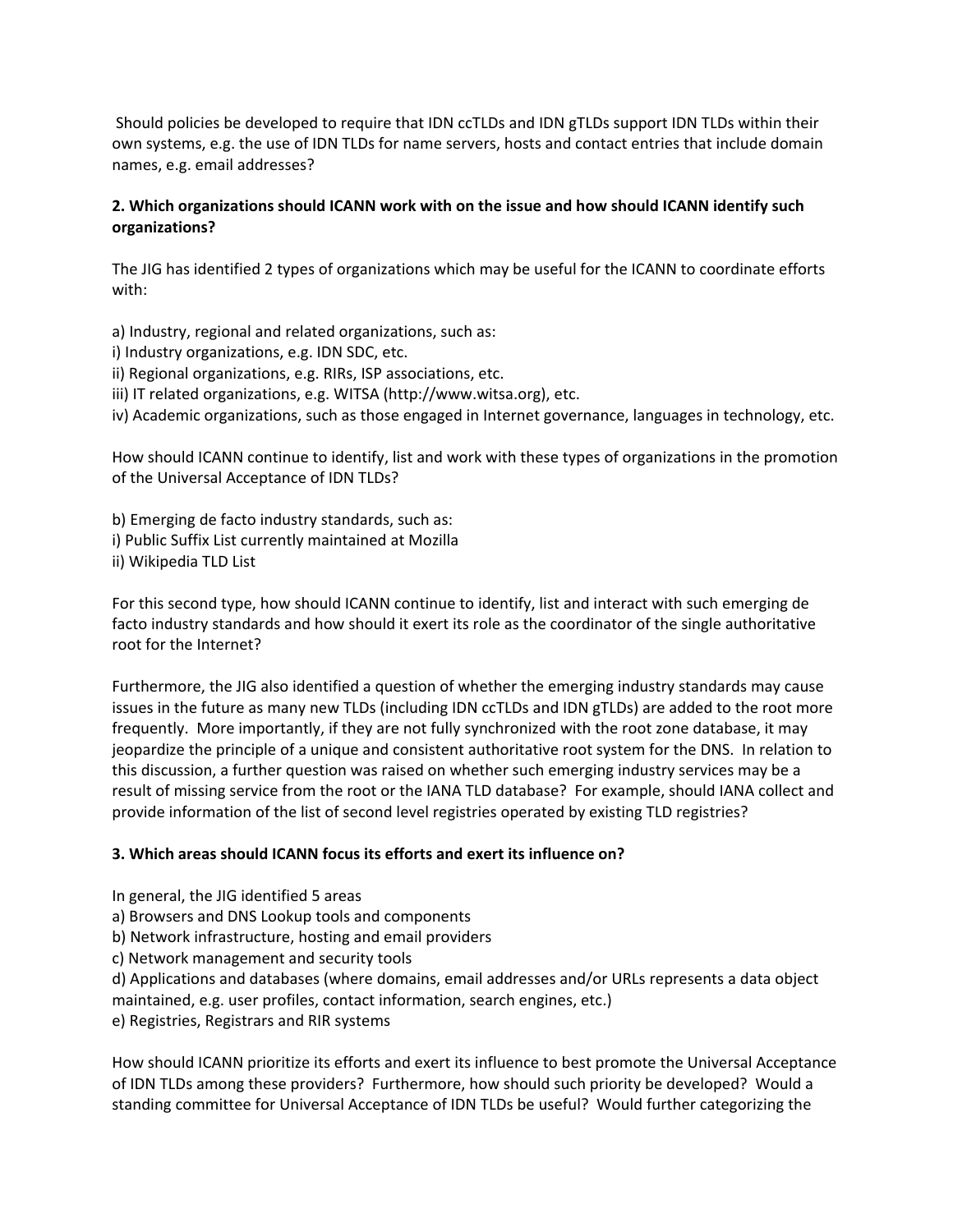Should policies be developed to require that IDN ccTLDs and IDN gTLDs support IDN TLDs within their own systems, e.g. the use of IDN TLDs for name servers, hosts and contact entries that include domain names, e.g. email addresses?

**2. Which organizations should ICANN work with on the issue and how should ICANN identify such organizations?**

The JIG has identified 2 types of organizations which may be useful for the ICANN to coordinate efforts with:

a) Industry, regional and related organizations, such as:
i) Industry organizations, e.g. IDN SDC, etc.
ii) Regional organizations, e.g. RIRs, ISP associations, etc.
iii) IT related organizations, e.g. WITSA (http://www.witsa.org), etc.
iv) Academic organizations, such as those engaged in Internet governance, languages in technology, etc.

How should ICANN continue to identify, list and work with these types of organizations in the promotion of the Universal Acceptance of IDN TLDs?

b) Emerging de facto industry standards, such as:
i) Public Suffix List currently maintained at Mozilla
ii) Wikipedia TLD List

For this second type, how should ICANN continue to identify, list and interact with such emerging de facto industry standards and how should it exert its role as the coordinator of the single authoritative root for the Internet?

Furthermore, the JIG also identified a question of whether the emerging industry standards may cause issues in the future as many new TLDs (including IDN ccTLDs and IDN gTLDs) are added to the root more frequently. More importantly, if they are not fully synchronized with the root zone database, it may jeopardize the principle of a unique and consistent authoritative root system for the DNS. In relation to this discussion, a further question was raised on whether such emerging industry services may be a result of missing service from the root or the IANA TLD database? For example, should IANA collect and provide information of the list of second level registries operated by existing TLD registries?

**3. Which areas should ICANN focus its efforts and exert its influence on?**

In general, the JIG identified 5 areas
a) Browsers and DNS Lookup tools and components
b) Network infrastructure, hosting and email providers
c) Network management and security tools
d) Applications and databases (where domains, email addresses and/or URLs represents a data object maintained, e.g. user profiles, contact information, search engines, etc.)
e) Registries, Registrars and RIR systems

How should ICANN prioritize its efforts and exert its influence to best promote the Universal Acceptance of IDN TLDs among these providers? Furthermore, how should such priority be developed? Would a standing committee for Universal Acceptance of IDN TLDs be useful? Would further categorizing the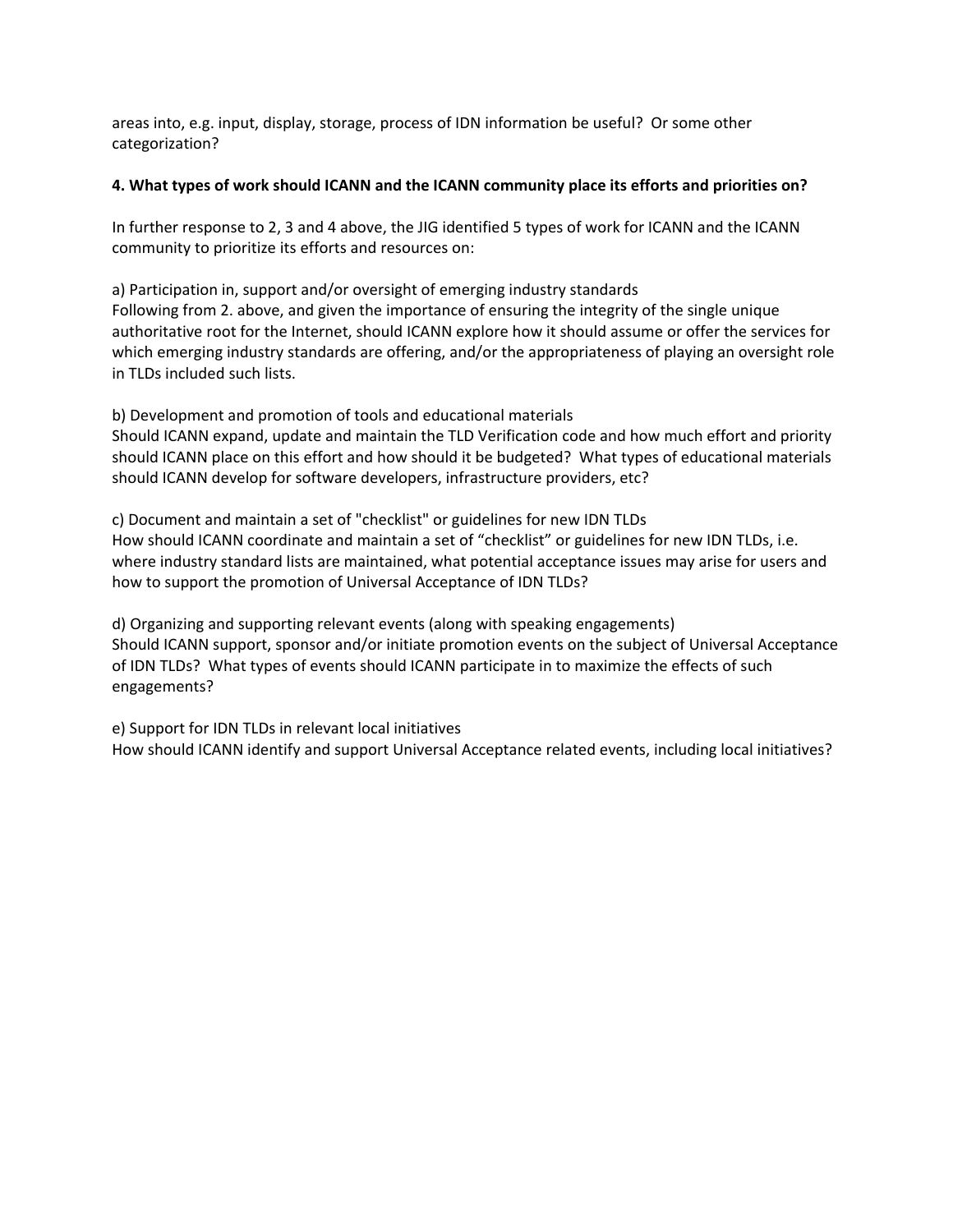areas into, e.g. input, display, storage, process of IDN information be useful? Or some other categorization?

**4. What types of work should ICANN and the ICANN community place its efforts and priorities on?**

In further response to 2, 3 and 4 above, the JIG identified 5 types of work for ICANN and the ICANN community to prioritize its efforts and resources on:

a) Participation in, support and/or oversight of emerging industry standards
Following from 2. above, and given the importance of ensuring the integrity of the single unique authoritative root for the Internet, should ICANN explore how it should assume or offer the services for which emerging industry standards are offering, and/or the appropriateness of playing an oversight role in TLDs included such lists.

b) Development and promotion of tools and educational materials
Should ICANN expand, update and maintain the TLD Verification code and how much effort and priority should ICANN place on this effort and how should it be budgeted? What types of educational materials should ICANN develop for software developers, infrastructure providers, etc?

c) Document and maintain a set of "checklist" or guidelines for new IDN TLDs
How should ICANN coordinate and maintain a set of “checklist” or guidelines for new IDN TLDs, i.e. where industry standard lists are maintained, what potential acceptance issues may arise for users and how to support the promotion of Universal Acceptance of IDN TLDs?

d) Organizing and supporting relevant events (along with speaking engagements)
Should ICANN support, sponsor and/or initiate promotion events on the subject of Universal Acceptance of IDN TLDs? What types of events should ICANN participate in to maximize the effects of such engagements?

e) Support for IDN TLDs in relevant local initiatives
How should ICANN identify and support Universal Acceptance related events, including local initiatives?